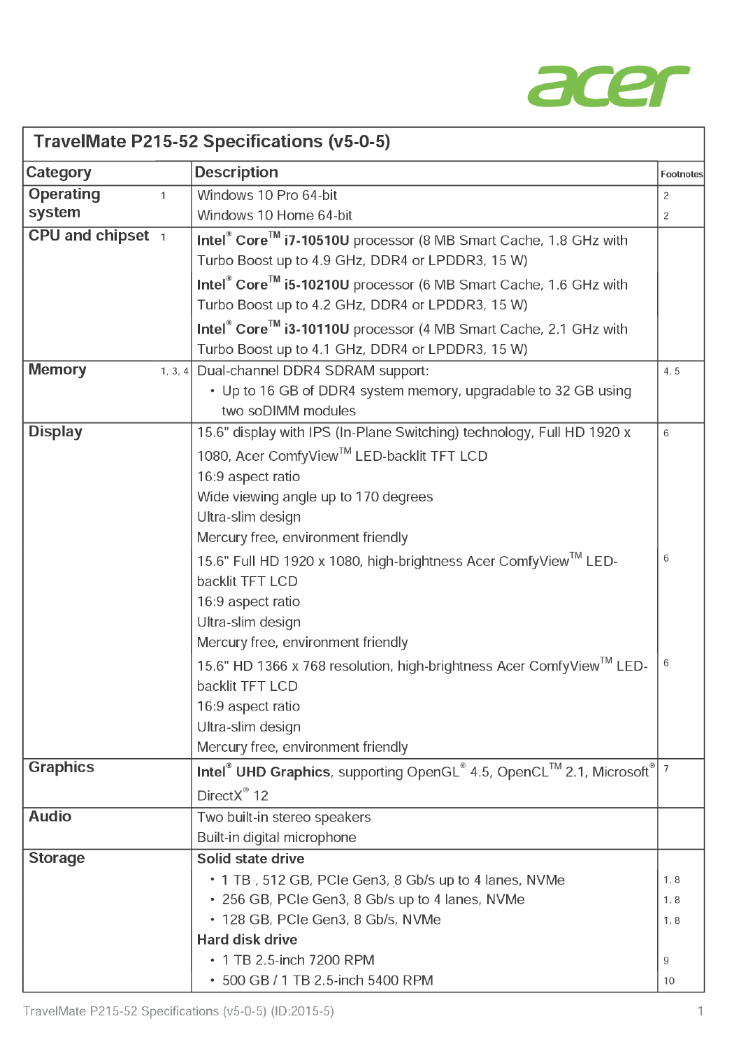# TravelMate P215-52 Specifications (v5-0-5)

| Category | | Description | Footnotes |
|---|---|---|---|
| **Operating system** | 1 | Windows 10 Pro 64-bit | 2 |
| | | Windows 10 Home 64-bit | 2 |
| **CPU and chipset** | 1 | **Intel® Core™ i7-10510U** processor (8 MB Smart Cache, 1.8 GHz with Turbo Boost up to 4.9 GHz, DDR4 or LPDDR3, 15 W) | |
| | | **Intel® Core™ i5-10210U** processor (6 MB Smart Cache, 1.6 GHz with Turbo Boost up to 4.2 GHz, DDR4 or LPDDR3, 15 W) | |
| | | **Intel® Core™ i3-10110U** processor (4 MB Smart Cache, 2.1 GHz with Turbo Boost up to 4.1 GHz, DDR4 or LPDDR3, 15 W) | |
| **Memory** | 1, 3, 4 | Dual-channel DDR4 SDRAM support:<br>• Up to 16 GB of DDR4 system memory, upgradable to 32 GB using two soDIMM modules | 4, 5 |
| **Display** | | 15.6" display with IPS (In-Plane Switching) technology, Full HD 1920 x 1080, Acer ComfyView™ LED-backlit TFT LCD<br>16:9 aspect ratio<br>Wide viewing angle up to 170 degrees<br>Ultra-slim design<br>Mercury free, environment friendly | 6 |
| | | 15.6" Full HD 1920 x 1080, high-brightness Acer ComfyView™ LED-backlit TFT LCD<br>16:9 aspect ratio<br>Ultra-slim design<br>Mercury free, environment friendly | 6 |
| | | 15.6" HD 1366 x 768 resolution, high-brightness Acer ComfyView™ LED-backlit TFT LCD<br>16:9 aspect ratio<br>Ultra-slim design<br>Mercury free, environment friendly | 6 |
| **Graphics** | | **Intel® UHD Graphics**, supporting OpenGL® 4.5, OpenCL™ 2.1, Microsoft® DirectX® 12 | 7 |
| **Audio** | | Two built-in stereo speakers<br>Built-in digital microphone | |
| **Storage** | | **Solid state drive** | |
| | | • 1 TB, 512 GB, PCIe Gen3, 8 Gb/s up to 4 lanes, NVMe | 1, 8 |
| | | • 256 GB, PCIe Gen3, 8 Gb/s up to 4 lanes, NVMe | 1, 8 |
| | | • 128 GB, PCIe Gen3, 8 Gb/s, NVMe | 1, 8 |
| | | **Hard disk drive** | |
| | | • 1 TB 2.5-inch 7200 RPM | 9 |
| | | • 500 GB / 1 TB 2.5-inch 5400 RPM | 10 |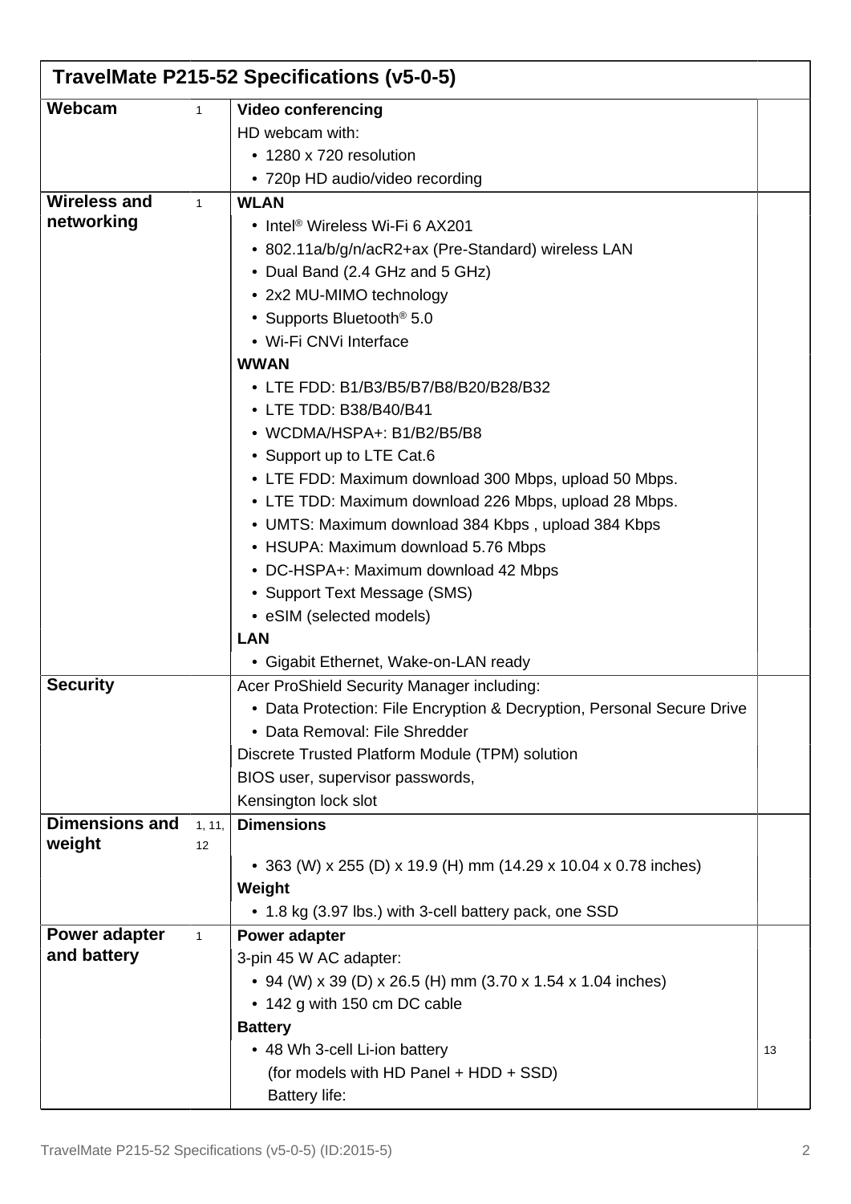## TravelMate P215-52 Specifications (v5-0-5)

| Category | Ref | Specification | Note |
|---|---|---|---|
| **Webcam** | 1 | **Video conferencing**<br>HD webcam with:<br>• 1280 x 720 resolution<br>• 720p HD audio/video recording | |
| **Wireless and networking** | 1 | **WLAN**<br>• Intel® Wireless Wi-Fi 6 AX201<br>• 802.11a/b/g/n/acR2+ax (Pre-Standard) wireless LAN<br>• Dual Band (2.4 GHz and 5 GHz)<br>• 2x2 MU-MIMO technology<br>• Supports Bluetooth® 5.0<br>• Wi-Fi CNVi Interface<br>**WWAN**<br>• LTE FDD: B1/B3/B5/B7/B8/B20/B28/B32<br>• LTE TDD: B38/B40/B41<br>• WCDMA/HSPA+: B1/B2/B5/B8<br>• Support up to LTE Cat.6<br>• LTE FDD: Maximum download 300 Mbps, upload 50 Mbps.<br>• LTE TDD: Maximum download 226 Mbps, upload 28 Mbps.<br>• UMTS: Maximum download 384 Kbps , upload 384 Kbps<br>• HSUPA: Maximum download 5.76 Mbps<br>• DC-HSPA+: Maximum download 42 Mbps<br>• Support Text Message (SMS)<br>• eSIM (selected models)<br>**LAN**<br>• Gigabit Ethernet, Wake-on-LAN ready | |
| **Security** | | Acer ProShield Security Manager including:<br>• Data Protection: File Encryption & Decryption, Personal Secure Drive<br>• Data Removal: File Shredder<br>Discrete Trusted Platform Module (TPM) solution<br>BIOS user, supervisor passwords,<br>Kensington lock slot | |
| **Dimensions and weight** | 1, 11, 12 | **Dimensions**<br>• 363 (W) x 255 (D) x 19.9 (H) mm (14.29 x 10.04 x 0.78 inches)<br>**Weight**<br>• 1.8 kg (3.97 lbs.) with 3-cell battery pack, one SSD | |
| **Power adapter and battery** | 1 | **Power adapter**<br>3-pin 45 W AC adapter:<br>• 94 (W) x 39 (D) x 26.5 (H) mm (3.70 x 1.54 x 1.04 inches)<br>• 142 g with 150 cm DC cable<br>**Battery**<br>• 48 Wh 3-cell Li-ion battery<br>(for models with HD Panel + HDD + SSD)<br>Battery life: | 13 |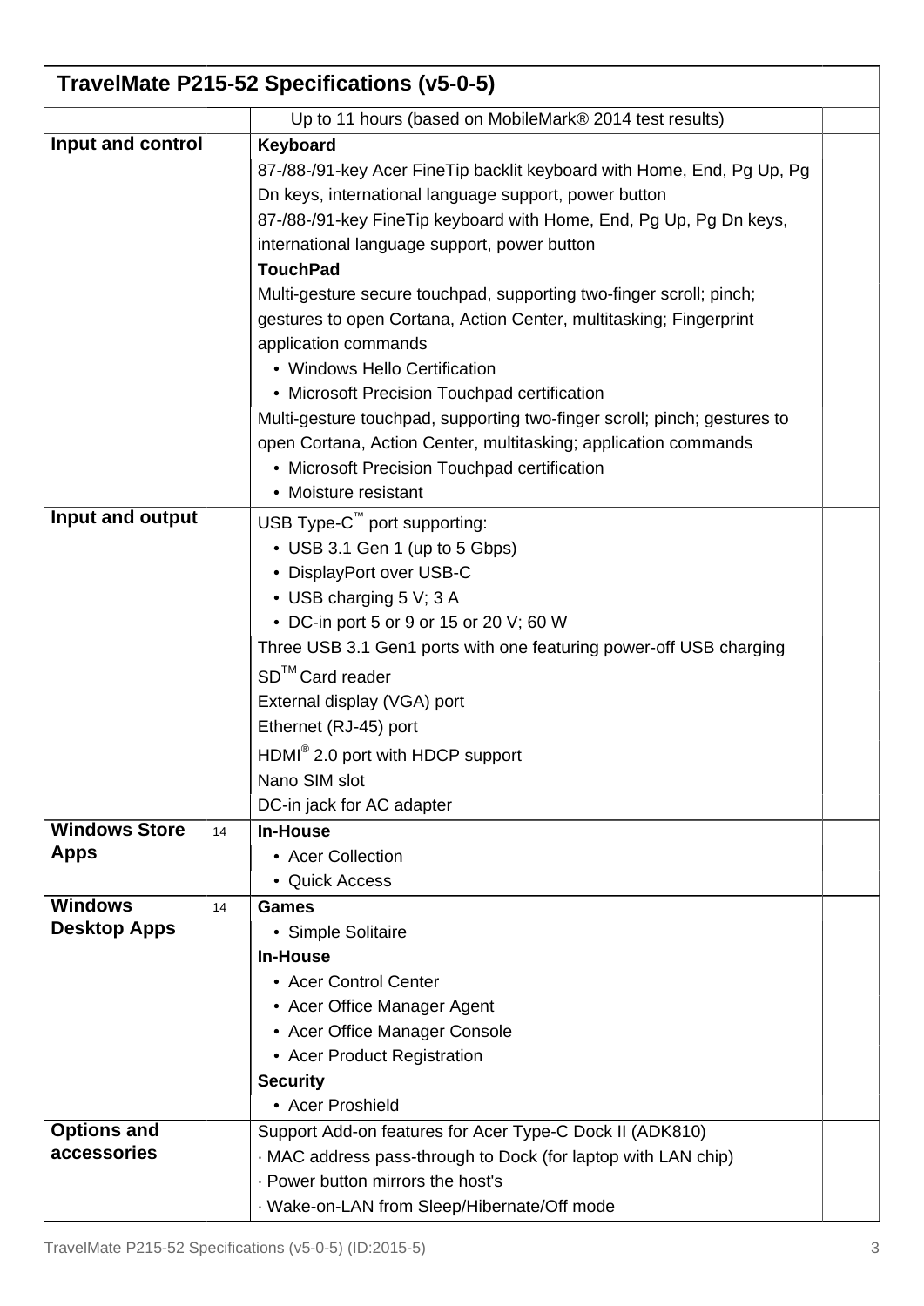## TravelMate P215-52 Specifications (v5-0-5)

| | | |
|---|---|---|
| | Up to 11 hours (based on MobileMark® 2014 test results) | |
| **Input and control** | **Keyboard**<br>87-/88-/91-key Acer FineTip backlit keyboard with Home, End, Pg Up, Pg Dn keys, international language support, power button<br>87-/88-/91-key FineTip keyboard with Home, End, Pg Up, Pg Dn keys, international language support, power button<br>**TouchPad**<br>Multi-gesture secure touchpad, supporting two-finger scroll; pinch; gestures to open Cortana, Action Center, multitasking; Fingerprint application commands<br>• Windows Hello Certification<br>• Microsoft Precision Touchpad certification<br>Multi-gesture touchpad, supporting two-finger scroll; pinch; gestures to open Cortana, Action Center, multitasking; application commands<br>• Microsoft Precision Touchpad certification<br>• Moisture resistant | |
| **Input and output** | USB Type-C™ port supporting:<br>• USB 3.1 Gen 1 (up to 5 Gbps)<br>• DisplayPort over USB-C<br>• USB charging 5 V; 3 A<br>• DC-in port 5 or 9 or 15 or 20 V; 60 W<br>Three USB 3.1 Gen1 ports with one featuring power-off USB charging<br>SD™ Card reader<br>External display (VGA) port<br>Ethernet (RJ-45) port<br>HDMI® 2.0 port with HDCP support<br>Nano SIM slot<br>DC-in jack for AC adapter | |
| **Windows Store Apps** [14] | **In-House**<br>• Acer Collection<br>• Quick Access | |
| **Windows Desktop Apps** [14] | **Games**<br>• Simple Solitaire<br>**In-House**<br>• Acer Control Center<br>• Acer Office Manager Agent<br>• Acer Office Manager Console<br>• Acer Product Registration<br>**Security**<br>• Acer Proshield | |
| **Options and accessories** | Support Add-on features for Acer Type-C Dock II (ADK810)<br>· MAC address pass-through to Dock (for laptop with LAN chip)<br>· Power button mirrors the host's<br>· Wake-on-LAN from Sleep/Hibernate/Off mode | |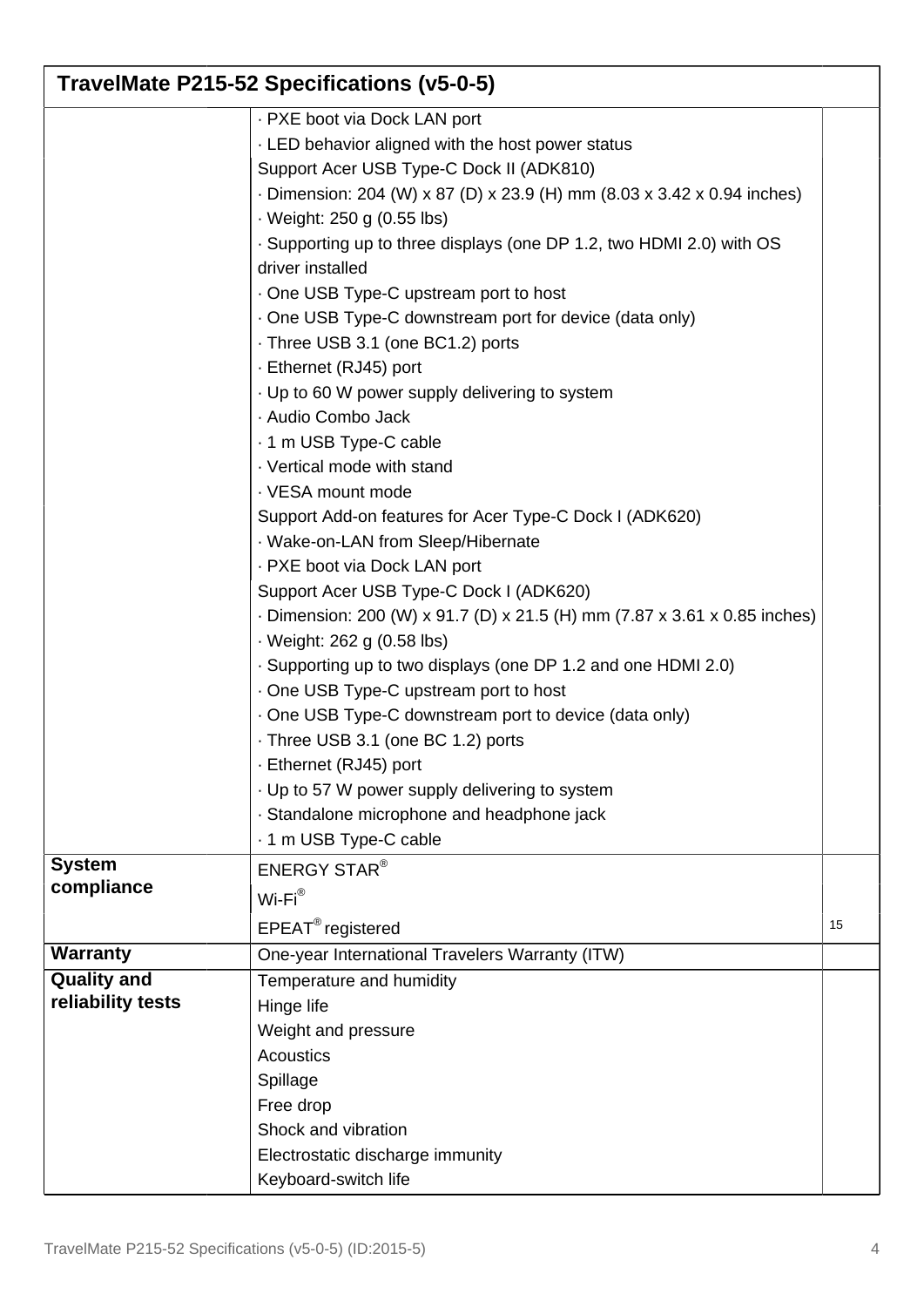## TravelMate P215-52 Specifications (v5-0-5)

| | | |
|---|---|---|
| | · PXE boot via Dock LAN port<br>· LED behavior aligned with the host power status<br>Support Acer USB Type-C Dock II (ADK810)<br>· Dimension: 204 (W) x 87 (D) x 23.9 (H) mm (8.03 x 3.42 x 0.94 inches)<br>· Weight: 250 g (0.55 lbs)<br>· Supporting up to three displays (one DP 1.2, two HDMI 2.0) with OS driver installed<br>· One USB Type-C upstream port to host<br>· One USB Type-C downstream port for device (data only)<br>· Three USB 3.1 (one BC1.2) ports<br>· Ethernet (RJ45) port<br>· Up to 60 W power supply delivering to system<br>· Audio Combo Jack<br>· 1 m USB Type-C cable<br>· Vertical mode with stand<br>· VESA mount mode<br>Support Add-on features for Acer Type-C Dock I (ADK620)<br>· Wake-on-LAN from Sleep/Hibernate<br>· PXE boot via Dock LAN port<br>Support Acer USB Type-C Dock I (ADK620)<br>· Dimension: 200 (W) x 91.7 (D) x 21.5 (H) mm (7.87 x 3.61 x 0.85 inches)<br>· Weight: 262 g (0.58 lbs)<br>· Supporting up to two displays (one DP 1.2 and one HDMI 2.0)<br>· One USB Type-C upstream port to host<br>· One USB Type-C downstream port to device (data only)<br>· Three USB 3.1 (one BC 1.2) ports<br>· Ethernet (RJ45) port<br>· Up to 57 W power supply delivering to system<br>· Standalone microphone and headphone jack<br>· 1 m USB Type-C cable | |
| **System compliance** | ENERGY STAR® | |
| | Wi-Fi® | |
| | EPEAT® registered | 15 |
| **Warranty** | One-year International Travelers Warranty (ITW) | |
| **Quality and reliability tests** | Temperature and humidity<br>Hinge life<br>Weight and pressure<br>Acoustics<br>Spillage<br>Free drop<br>Shock and vibration<br>Electrostatic discharge immunity<br>Keyboard-switch life | |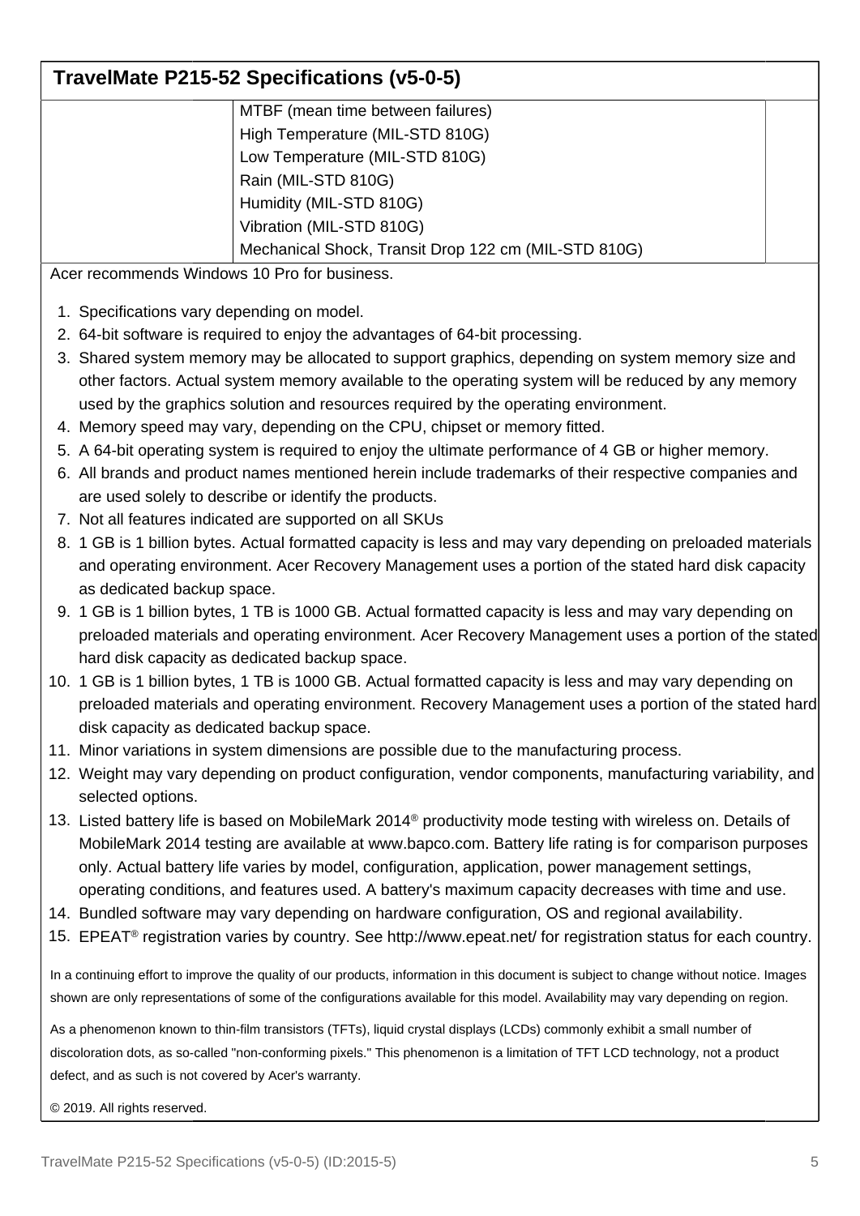## TravelMate P215-52 Specifications (v5-0-5)

| | |
|---|---|
| | MTBF (mean time between failures)<br>High Temperature (MIL-STD 810G)<br>Low Temperature (MIL-STD 810G)<br>Rain (MIL-STD 810G)<br>Humidity (MIL-STD 810G)<br>Vibration (MIL-STD 810G)<br>Mechanical Shock, Transit Drop 122 cm (MIL-STD 810G) |

Acer recommends Windows 10 Pro for business.

1. Specifications vary depending on model.
2. 64-bit software is required to enjoy the advantages of 64-bit processing.
3. Shared system memory may be allocated to support graphics, depending on system memory size and other factors. Actual system memory available to the operating system will be reduced by any memory used by the graphics solution and resources required by the operating environment.
4. Memory speed may vary, depending on the CPU, chipset or memory fitted.
5. A 64-bit operating system is required to enjoy the ultimate performance of 4 GB or higher memory.
6. All brands and product names mentioned herein include trademarks of their respective companies and are used solely to describe or identify the products.
7. Not all features indicated are supported on all SKUs
8. 1 GB is 1 billion bytes. Actual formatted capacity is less and may vary depending on preloaded materials and operating environment. Acer Recovery Management uses a portion of the stated hard disk capacity as dedicated backup space.
9. 1 GB is 1 billion bytes, 1 TB is 1000 GB. Actual formatted capacity is less and may vary depending on preloaded materials and operating environment. Acer Recovery Management uses a portion of the stated hard disk capacity as dedicated backup space.
10. 1 GB is 1 billion bytes, 1 TB is 1000 GB. Actual formatted capacity is less and may vary depending on preloaded materials and operating environment. Recovery Management uses a portion of the stated hard disk capacity as dedicated backup space.
11. Minor variations in system dimensions are possible due to the manufacturing process.
12. Weight may vary depending on product configuration, vendor components, manufacturing variability, and selected options.
13. Listed battery life is based on MobileMark 2014® productivity mode testing with wireless on. Details of MobileMark 2014 testing are available at www.bapco.com. Battery life rating is for comparison purposes only. Actual battery life varies by model, configuration, application, power management settings, operating conditions, and features used. A battery's maximum capacity decreases with time and use.
14. Bundled software may vary depending on hardware configuration, OS and regional availability.
15. EPEAT® registration varies by country. See http://www.epeat.net/ for registration status for each country.

In a continuing effort to improve the quality of our products, information in this document is subject to change without notice. Images shown are only representations of some of the configurations available for this model. Availability may vary depending on region.

As a phenomenon known to thin-film transistors (TFTs), liquid crystal displays (LCDs) commonly exhibit a small number of discoloration dots, as so-called "non-conforming pixels." This phenomenon is a limitation of TFT LCD technology, not a product defect, and as such is not covered by Acer's warranty.

© 2019. All rights reserved.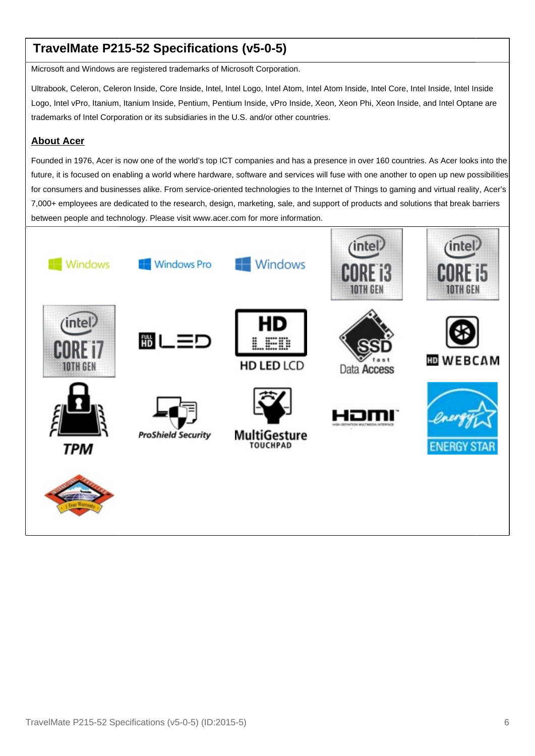## TravelMate P215-52 Specifications (v5-0-5)

Microsoft and Windows are registered trademarks of Microsoft Corporation.

Ultrabook, Celeron, Celeron Inside, Core Inside, Intel, Intel Logo, Intel Atom, Intel Atom Inside, Intel Core, Intel Inside, Intel Inside Logo, Intel vPro, Itanium, Itanium Inside, Pentium, Pentium Inside, vPro Inside, Xeon, Xeon Phi, Xeon Inside, and Intel Optane are trademarks of Intel Corporation or its subsidiaries in the U.S. and/or other countries.

### About Acer

Founded in 1976, Acer is now one of the world's top ICT companies and has a presence in over 160 countries. As Acer looks into the future, it is focused on enabling a world where hardware, software and services will fuse with one another to open up new possibilities for consumers and businesses alike. From service-oriented technologies to the Internet of Things to gaming and virtual reality, Acer's 7,000+ employees are dedicated to the research, design, marketing, sale, and support of products and solutions that break barriers between people and technology. Please visit www.acer.com for more information.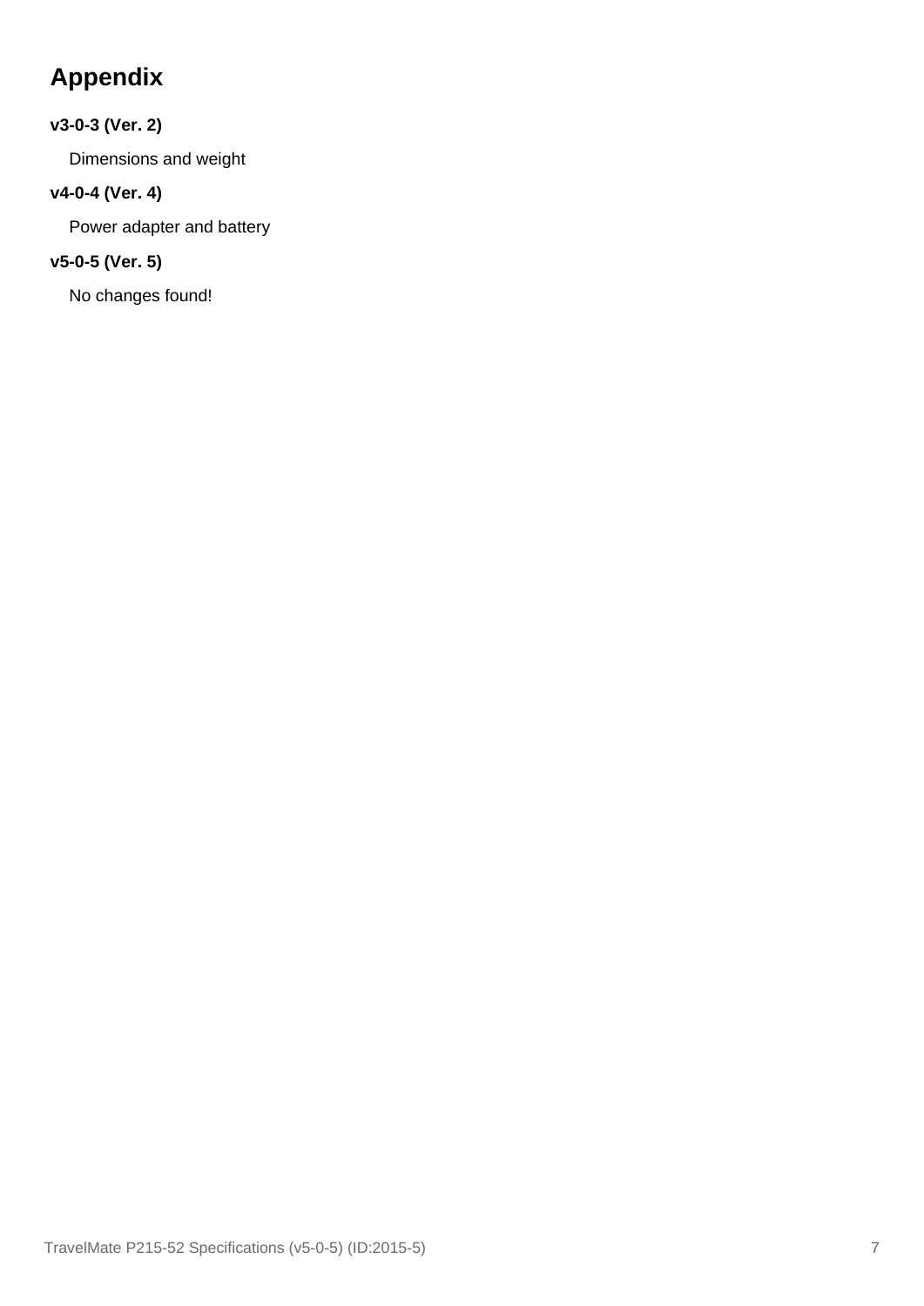# Appendix

**v3-0-3 (Ver. 2)**

Dimensions and weight

**v4-0-4 (Ver. 4)**

Power adapter and battery

**v5-0-5 (Ver. 5)**

No changes found!